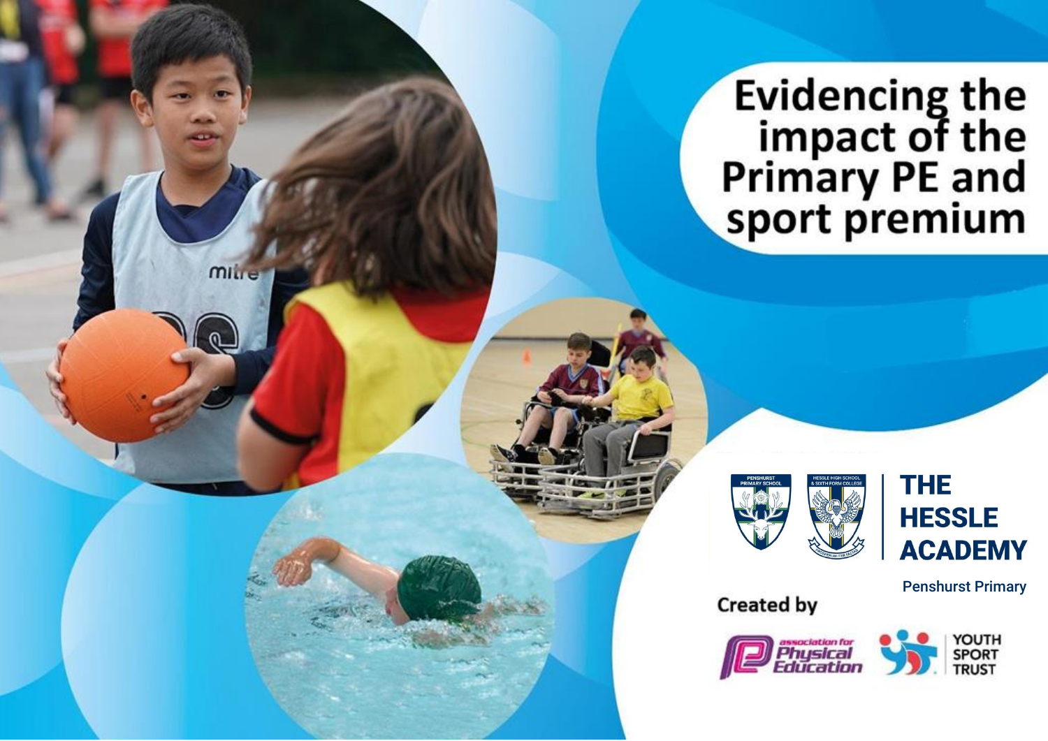# Evidencing the impact of the Primary PE and sport premium

THE HESSLE ACADEMY

Penshurst Primary

Created by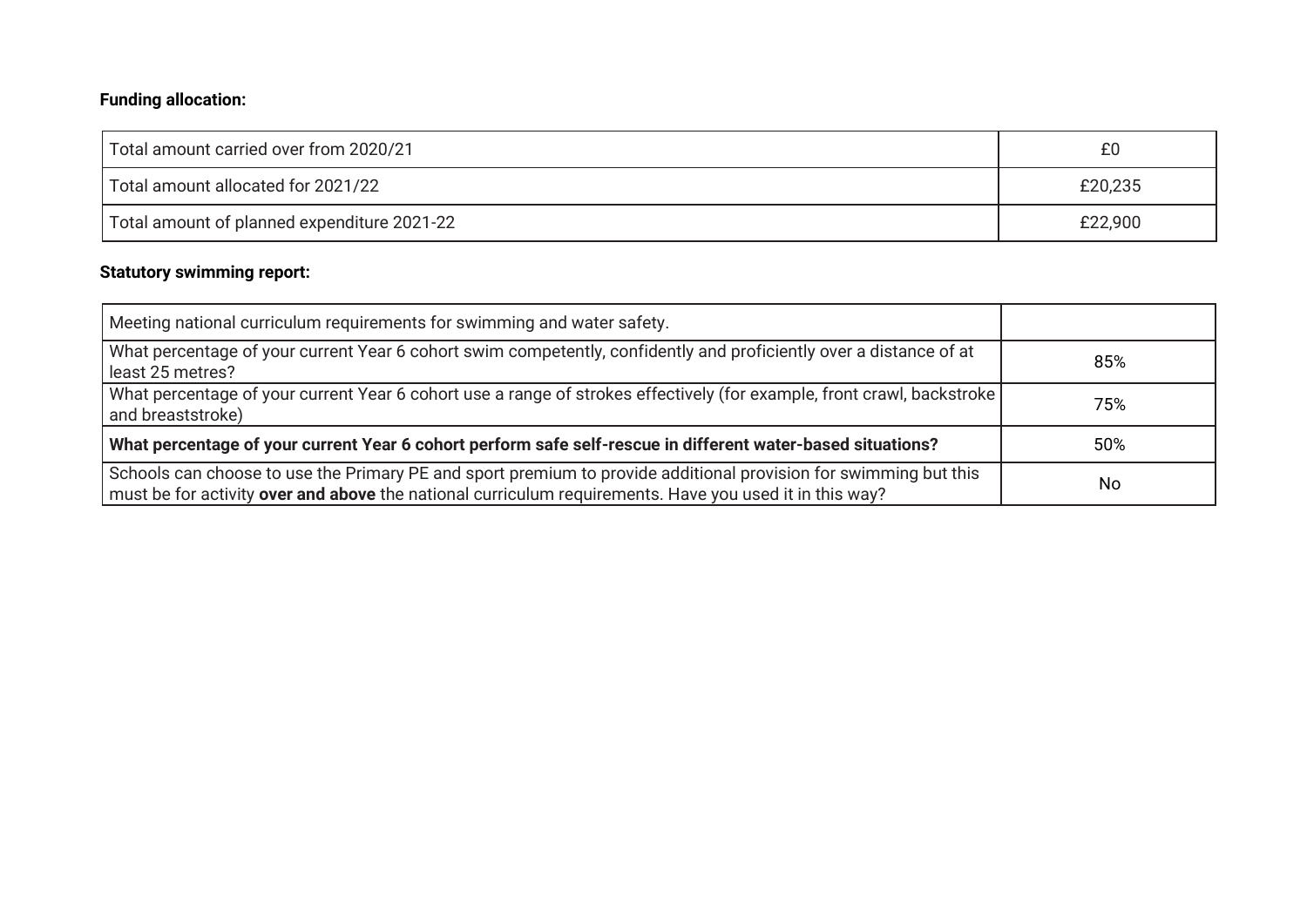**Funding allocation:**

| Total amount carried over from 2020/21 | £0 |
| --- | --- |
| Total amount allocated for 2021/22 | £20,235 |
| Total amount of planned expenditure 2021-22 | £22,900 |

**Statutory swimming report:**

| Meeting national curriculum requirements for swimming and water safety. | |
| --- | --- |
| What percentage of your current Year 6 cohort swim competently, confidently and proficiently over a distance of at least 25 metres? | 85% |
| What percentage of your current Year 6 cohort use a range of strokes effectively (for example, front crawl, backstroke and breaststroke) | 75% |
| **What percentage of your current Year 6 cohort perform safe self-rescue in different water-based situations?** | 50% |
| Schools can choose to use the Primary PE and sport premium to provide additional provision for swimming but this must be for activity **over and above** the national curriculum requirements. Have you used it in this way? | No |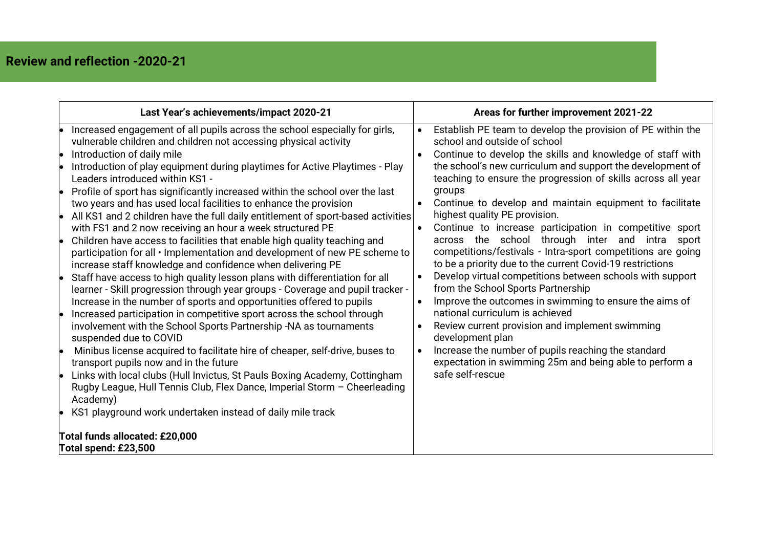## Review and reflection -2020-21

| Last Year's achievements/impact 2020-21 | Areas for further improvement 2021-22 |
|---|---|
| • Increased engagement of all pupils across the school especially for girls, vulnerable children and children not accessing physical activity<br>• Introduction of daily mile<br>• Introduction of play equipment during playtimes for Active Playtimes - Play Leaders introduced within KS1 -<br>• Profile of sport has significantly increased within the school over the last two years and has used local facilities to enhance the provision<br>• All KS1 and 2 children have the full daily entitlement of sport-based activities with FS1 and 2 now receiving an hour a week structured PE<br>• Children have access to facilities that enable high quality teaching and participation for all • Implementation and development of new PE scheme to increase staff knowledge and confidence when delivering PE<br>• Staff have access to high quality lesson plans with differentiation for all learner - Skill progression through year groups - Coverage and pupil tracker - Increase in the number of sports and opportunities offered to pupils<br>• Increased participation in competitive sport across the school through involvement with the School Sports Partnership -NA as tournaments suspended due to COVID<br>• Minibus license acquired to facilitate hire of cheaper, self-drive, buses to transport pupils now and in the future<br>• Links with local clubs (Hull Invictus, St Pauls Boxing Academy, Cottingham Rugby League, Hull Tennis Club, Flex Dance, Imperial Storm – Cheerleading Academy)<br>• KS1 playground work undertaken instead of daily mile track<br><br>**Total funds allocated: £20,000**<br>**Total spend: £23,500** | • Establish PE team to develop the provision of PE within the school and outside of school<br>• Continue to develop the skills and knowledge of staff with the school's new curriculum and support the development of teaching to ensure the progression of skills across all year groups<br>• Continue to develop and maintain equipment to facilitate highest quality PE provision.<br>• Continue to increase participation in competitive sport across the school through inter and intra sport competitions/festivals - Intra-sport competitions are going to be a priority due to the current Covid-19 restrictions<br>• Develop virtual competitions between schools with support from the School Sports Partnership<br>• Improve the outcomes in swimming to ensure the aims of national curriculum is achieved<br>• Review current provision and implement swimming development plan<br>• Increase the number of pupils reaching the standard expectation in swimming 25m and being able to perform a safe self-rescue |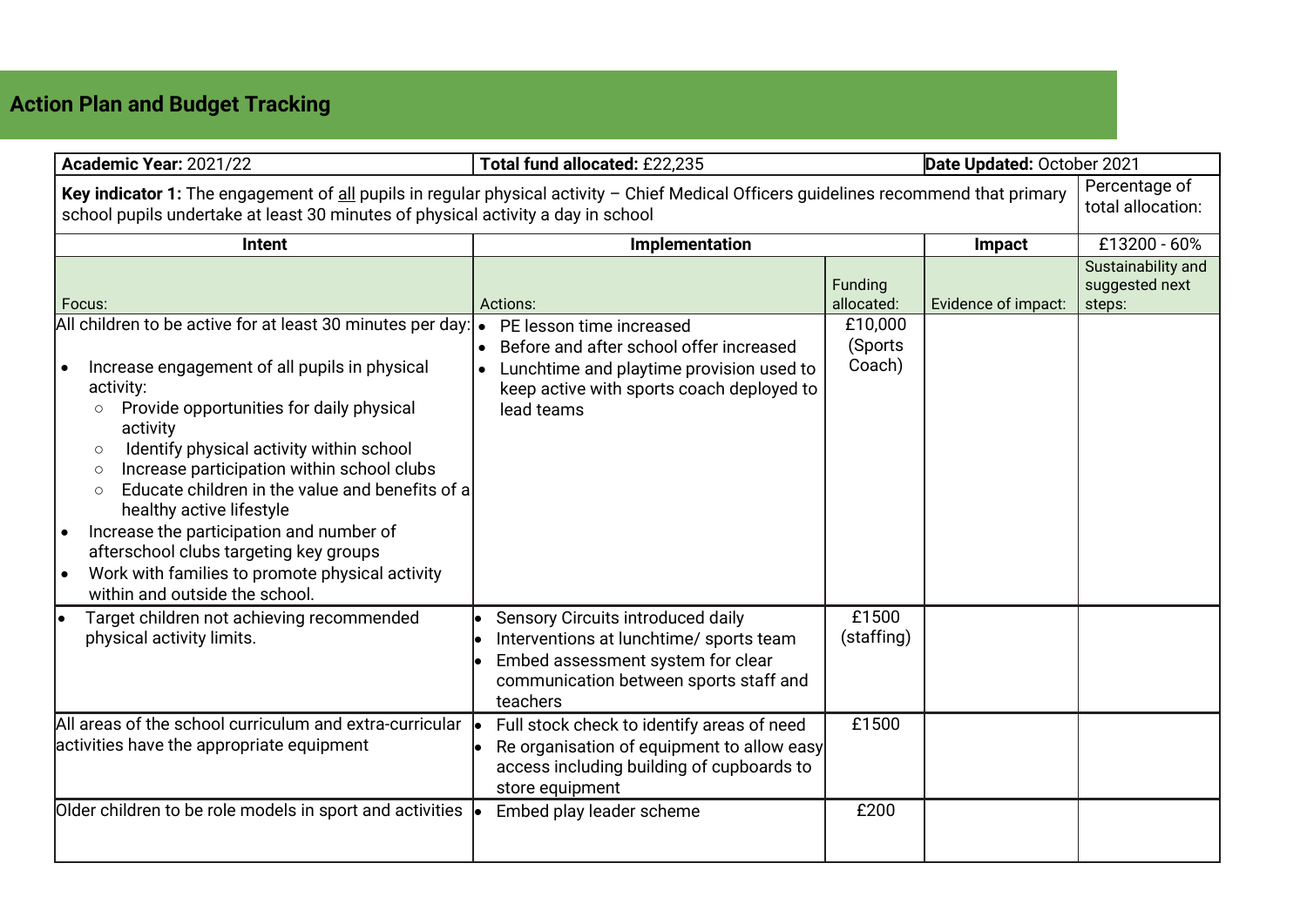## Action Plan and Budget Tracking

| Academic Year: 2021/22 | Total fund allocated: £22,235 | | Date Updated: October 2021 | |
|---|---|---|---|---|
| **Key indicator 1:** The engagement of all pupils in regular physical activity – Chief Medical Officers guidelines recommend that primary school pupils undertake at least 30 minutes of physical activity a day in school | | | | Percentage of total allocation: |
| **Intent** | **Implementation** | | **Impact** | £13200 - 60% |
| Focus: | Actions: | Funding allocated: | Evidence of impact: | Sustainability and suggested next steps: |
| All children to be active for at least 30 minutes per day:<br>• Increase engagement of all pupils in physical activity:<br>○ Provide opportunities for daily physical activity<br>○ Identify physical activity within school<br>○ Increase participation within school clubs<br>○ Educate children in the value and benefits of a healthy active lifestyle<br>• Increase the participation and number of afterschool clubs targeting key groups<br>• Work with families to promote physical activity within and outside the school. | • PE lesson time increased<br>• Before and after school offer increased<br>• Lunchtime and playtime provision used to keep active with sports coach deployed to lead teams | £10,000 (Sports Coach) | | |
| • Target children not achieving recommended physical activity limits. | • Sensory Circuits introduced daily<br>• Interventions at lunchtime/ sports team<br>• Embed assessment system for clear communication between sports staff and teachers | £1500 (staffing) | | |
| All areas of the school curriculum and extra-curricular activities have the appropriate equipment | • Full stock check to identify areas of need<br>• Re organisation of equipment to allow easy access including building of cupboards to store equipment | £1500 | | |
| Older children to be role models in sport and activities | • Embed play leader scheme | £200 | | |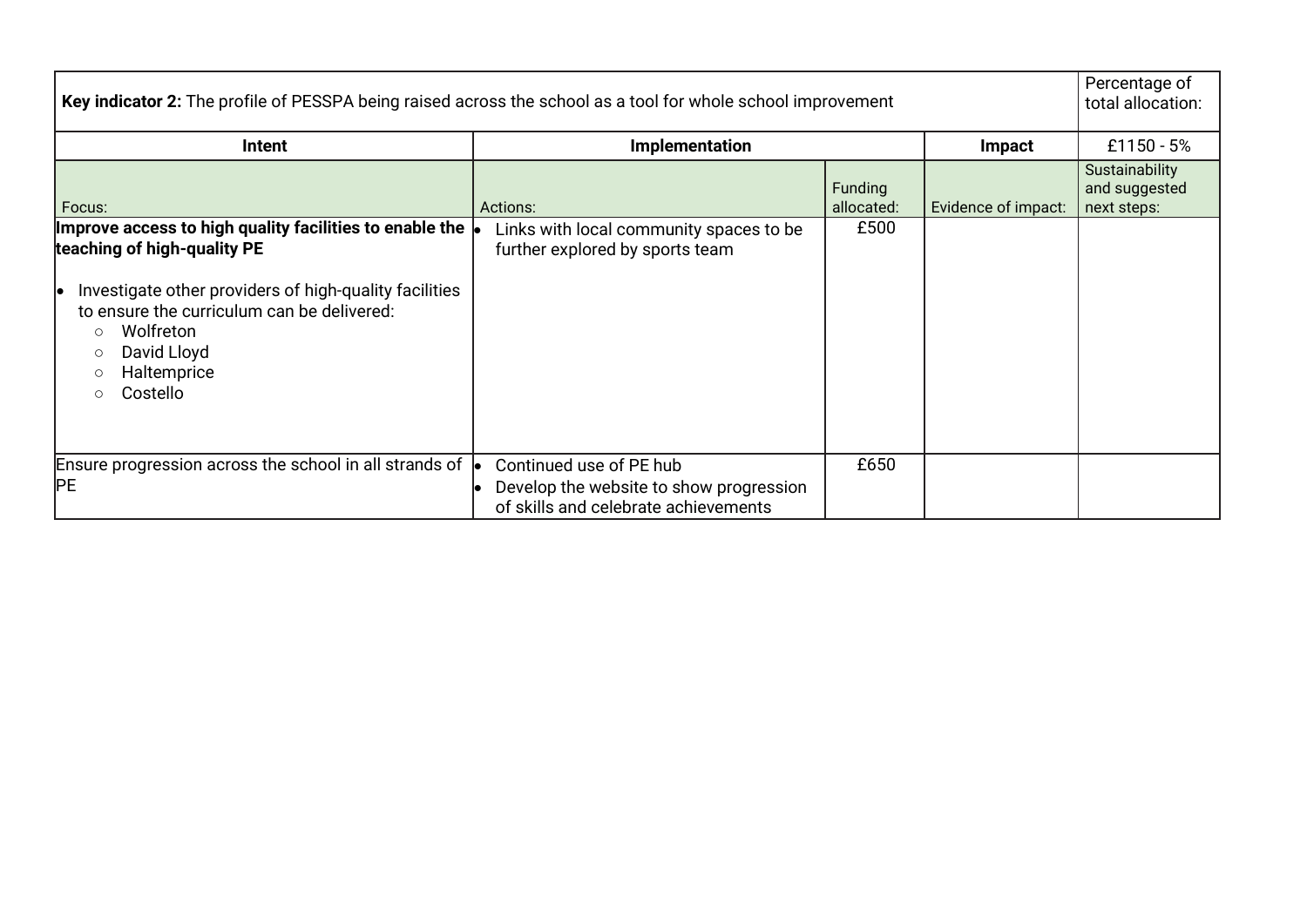| **Key indicator 2:** The profile of PESSPA being raised across the school as a tool for whole school improvement | | | | Percentage of total allocation: |
|---|---|---|---|---|
| **Intent** | **Implementation** | | **Impact** | £1150 - 5% |
| Focus: | Actions: | Funding allocated: | Evidence of impact: | Sustainability and suggested next steps: |
| **Improve access to high quality facilities to enable the teaching of high-quality PE**<br><br>• Investigate other providers of high-quality facilities to ensure the curriculum can be delivered:<br>  ○ Wolfreton<br>  ○ David Lloyd<br>  ○ Haltemprice<br>  ○ Costello | • Links with local community spaces to be further explored by sports team | £500 | | |
| Ensure progression across the school in all strands of PE | • Continued use of PE hub<br>• Develop the website to show progression of skills and celebrate achievements | £650 | | |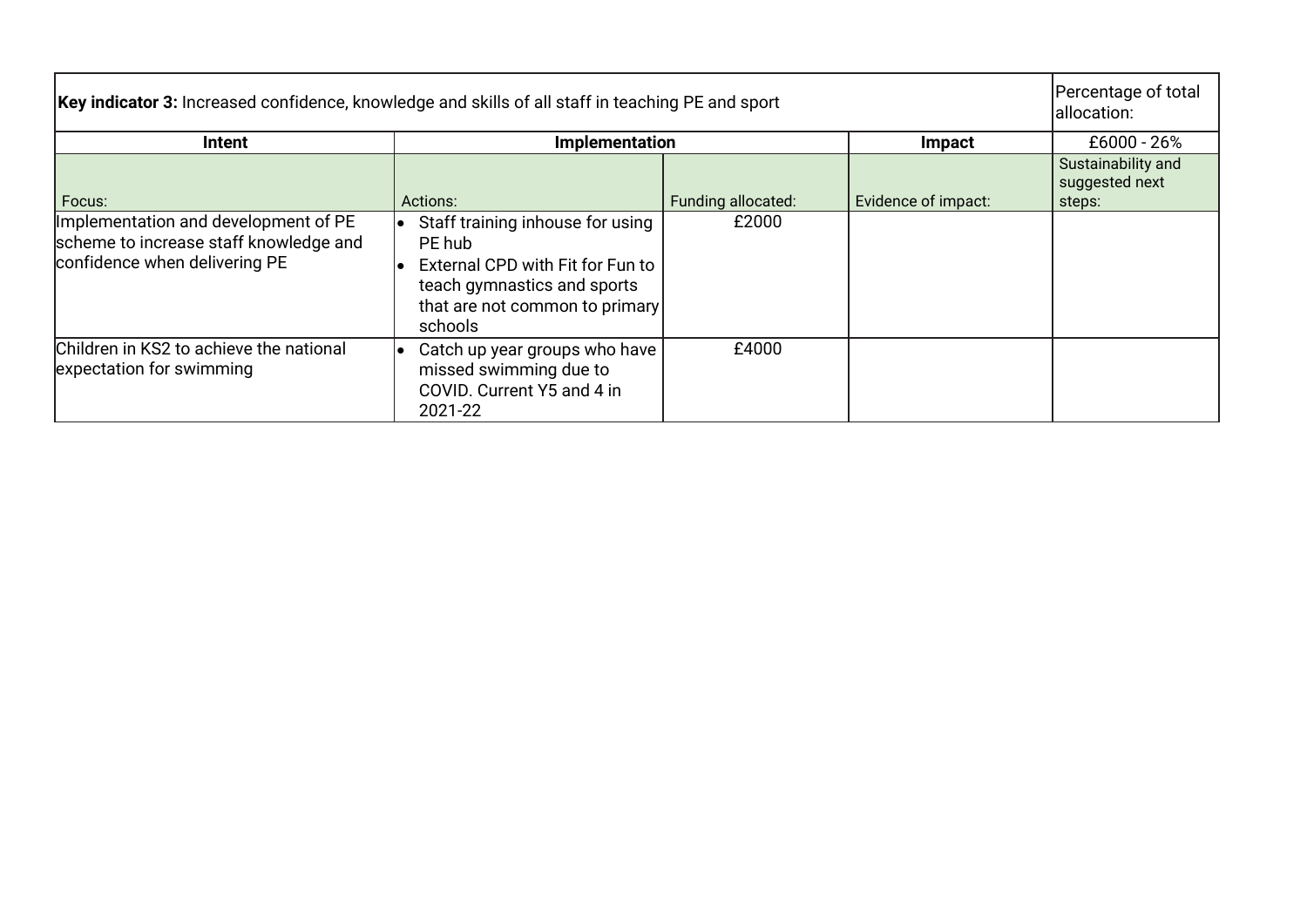| **Key indicator 3:** Increased confidence, knowledge and skills of all staff in teaching PE and sport | | | | Percentage of total allocation: |
|---|---|---|---|---|
| **Intent** | **Implementation** | | **Impact** | £6000 - 26% |
| Focus: | Actions: | Funding allocated: | Evidence of impact: | Sustainability and suggested next steps: |
| Implementation and development of PE scheme to increase staff knowledge and confidence when delivering PE | • Staff training inhouse for using PE hub<br>• External CPD with Fit for Fun to teach gymnastics and sports that are not common to primary schools | £2000 | | |
| Children in KS2 to achieve the national expectation for swimming | • Catch up year groups who have missed swimming due to COVID. Current Y5 and 4 in 2021-22 | £4000 | | |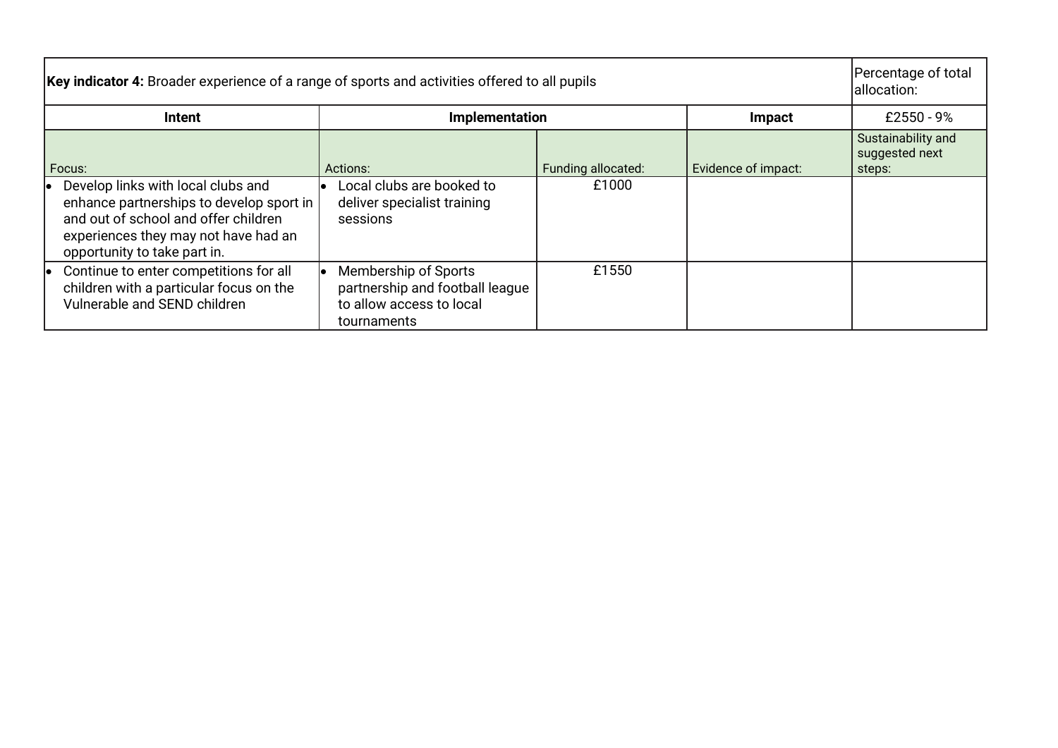| **Key indicator 4:** Broader experience of a range of sports and activities offered to all pupils | | | | Percentage of total allocation: |
|---|---|---|---|---|
| **Intent** | **Implementation** | | **Impact** | £2550 - 9% |
| Focus: | Actions: | Funding allocated: | Evidence of impact: | Sustainability and suggested next steps: |
| • Develop links with local clubs and enhance partnerships to develop sport in and out of school and offer children experiences they may not have had an opportunity to take part in. | • Local clubs are booked to deliver specialist training sessions | £1000 | | |
| • Continue to enter competitions for all children with a particular focus on the Vulnerable and SEND children | • Membership of Sports partnership and football league to allow access to local tournaments | £1550 | | |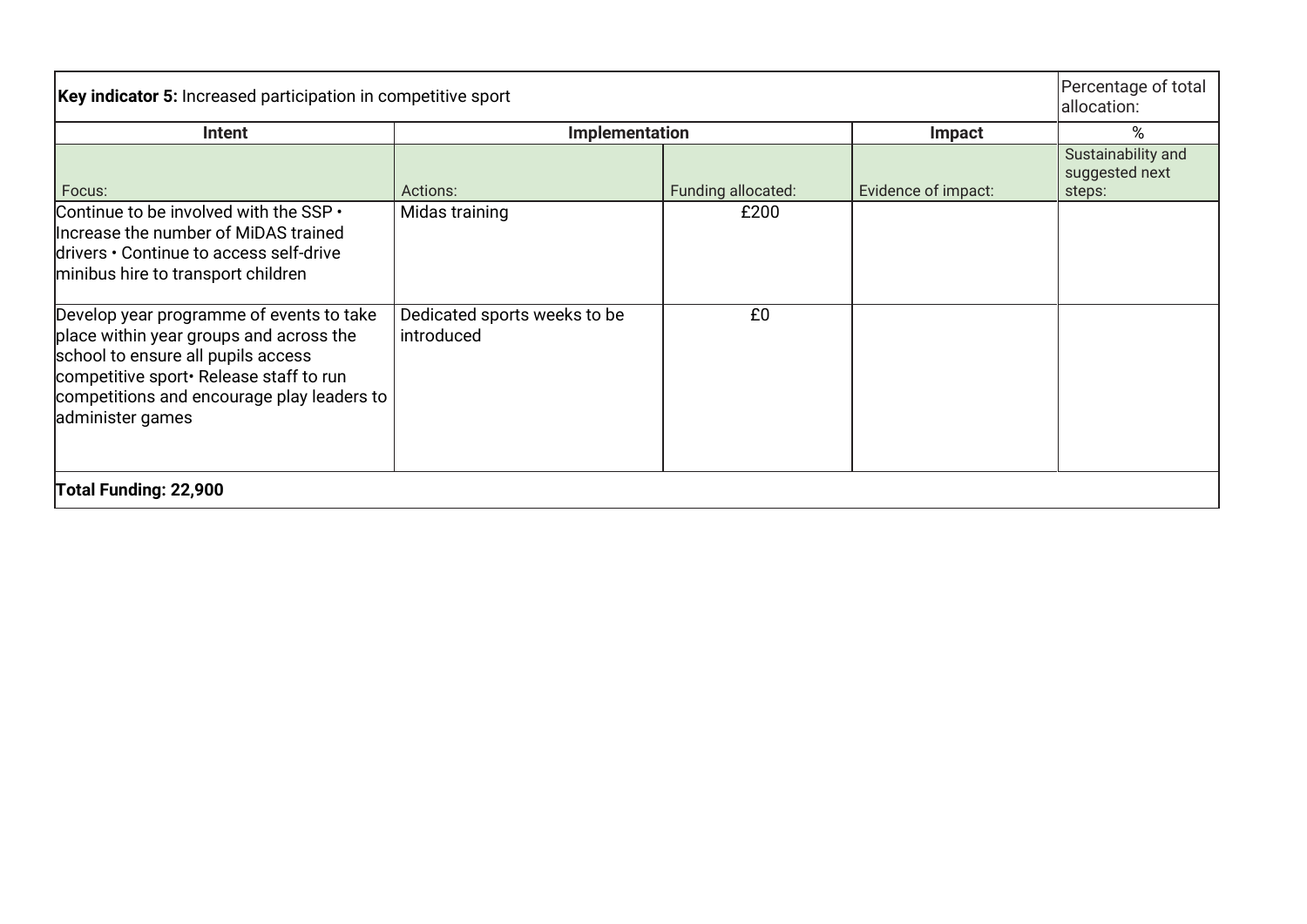| **Key indicator 5:** Increased participation in competitive sport | | | | Percentage of total allocation: |
|---|---|---|---|---|
| **Intent** | **Implementation** | | **Impact** | % |
| Focus: | Actions: | Funding allocated: | Evidence of impact: | Sustainability and suggested next steps: |
| Continue to be involved with the SSP • Increase the number of MiDAS trained drivers • Continue to access self-drive minibus hire to transport children | Midas training | £200 | | |
| Develop year programme of events to take place within year groups and across the school to ensure all pupils access competitive sport• Release staff to run competitions and encourage play leaders to administer games | Dedicated sports weeks to be introduced | £0 | | |
| **Total Funding: 22,900** | | | | |